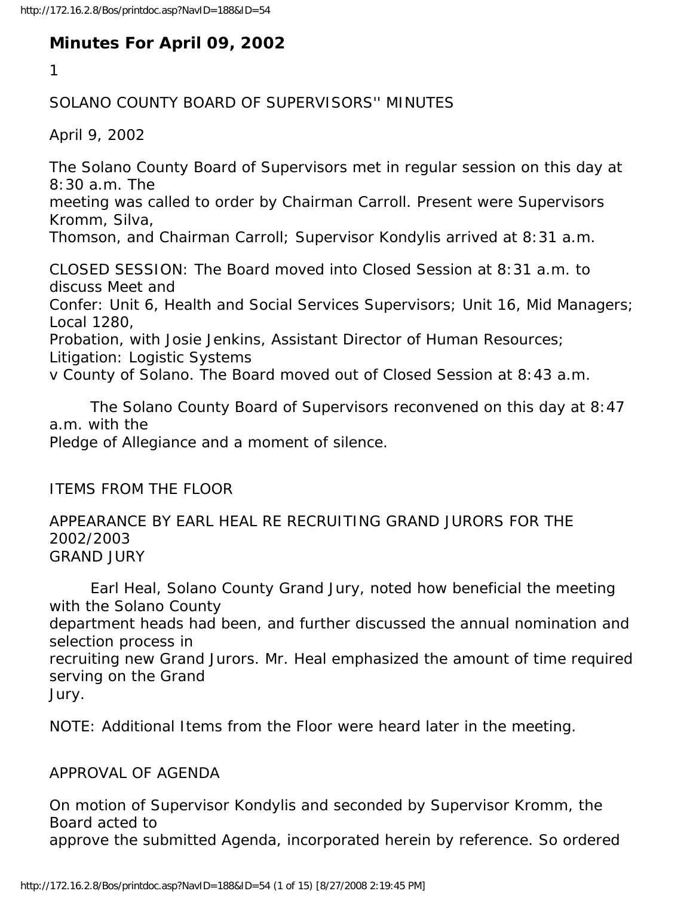# Minutes For April 09, 2002

1

SOLANO COUNTY BOARD OF SUPERVISORS'' MINUTES

April 9, 2002

The Solano County Board of Supervisors met in regular session on this day at 8:30 a.m. The meeting was called to order by Chairman Carroll. Present were Supervisors Kromm, Silva, Thomson, and Chairman Carroll; Supervisor Kondylis arrived at 8:31 a.m.

CLOSED SESSION: The Board moved into Closed Session at 8:31 a.m. to discuss Meet and Confer: Unit 6, Health and Social Services Supervisors; Unit 16, Mid Managers; Local 1280, Probation, with Josie Jenkins, Assistant Director of Human Resources; Litigation: Logistic Systems v County of Solano. The Board moved out of Closed Session at 8:43 a.m.

The Solano County Board of Supervisors reconvened on this day at 8:47 a.m. with the Pledge of Allegiance and a moment of silence.

ITEMS FROM THE FLOOR

APPEARANCE BY EARL HEAL RE RECRUITING GRAND JURORS FOR THE 2002/2003 GRAND JURY

Earl Heal, Solano County Grand Jury, noted how beneficial the meeting with the Solano County department heads had been, and further discussed the annual nomination and selection process in recruiting new Grand Jurors. Mr. Heal emphasized the amount of time required serving on the Grand Jury.

NOTE: Additional Items from the Floor were heard later in the meeting.

APPROVAL OF AGENDA

On motion of Supervisor Kondylis and seconded by Supervisor Kromm, the Board acted to approve the submitted Agenda, incorporated herein by reference. So ordered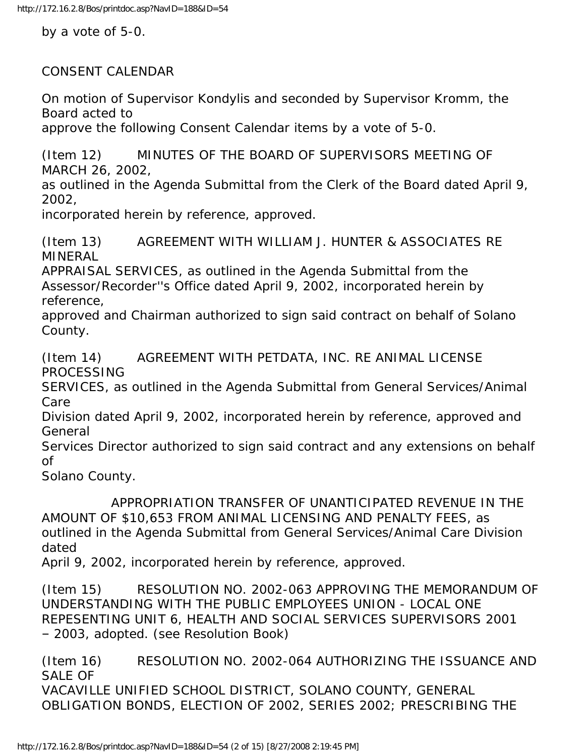by a vote of 5-0.

CONSENT CALENDAR

On motion of Supervisor Kondylis and seconded by Supervisor Kromm, the Board acted to approve the following Consent Calendar items by a vote of 5-0.

(Item 12) MINUTES OF THE BOARD OF SUPERVISORS MEETING OF MARCH 26, 2002, as outlined in the Agenda Submittal from the Clerk of the Board dated April 9, 2002, incorporated herein by reference, approved.

(Item 13) AGREEMENT WITH WILLIAM J. HUNTER & ASSOCIATES RE MINERAL APPRAISAL SERVICES, as outlined in the Agenda Submittal from the Assessor/Recorder''s Office dated April 9, 2002, incorporated herein by reference, approved and Chairman authorized to sign said contract on behalf of Solano County.

(Item 14) AGREEMENT WITH PETDATA, INC. RE ANIMAL LICENSE PROCESSING SERVICES, as outlined in the Agenda Submittal from General Services/Animal Care Division dated April 9, 2002, incorporated herein by reference, approved and General Services Director authorized to sign said contract and any extensions on behalf of Solano County.

APPROPRIATION TRANSFER OF UNANTICIPATED REVENUE IN THE AMOUNT OF $10,653 FROM ANIMAL LICENSING AND PENALTY FEES, as outlined in the Agenda Submittal from General Services/Animal Care Division dated April 9, 2002, incorporated herein by reference, approved.

(Item 15) RESOLUTION NO. 2002-063 APPROVING THE MEMORANDUM OF UNDERSTANDING WITH THE PUBLIC EMPLOYEES UNION - LOCAL ONE REPESENTING UNIT 6, HEALTH AND SOCIAL SERVICES SUPERVISORS 2001 – 2003, adopted. (see Resolution Book)

(Item 16) RESOLUTION NO. 2002-064 AUTHORIZING THE ISSUANCE AND SALE OF VACAVILLE UNIFIED SCHOOL DISTRICT, SOLANO COUNTY, GENERAL OBLIGATION BONDS, ELECTION OF 2002, SERIES 2002; PRESCRIBING THE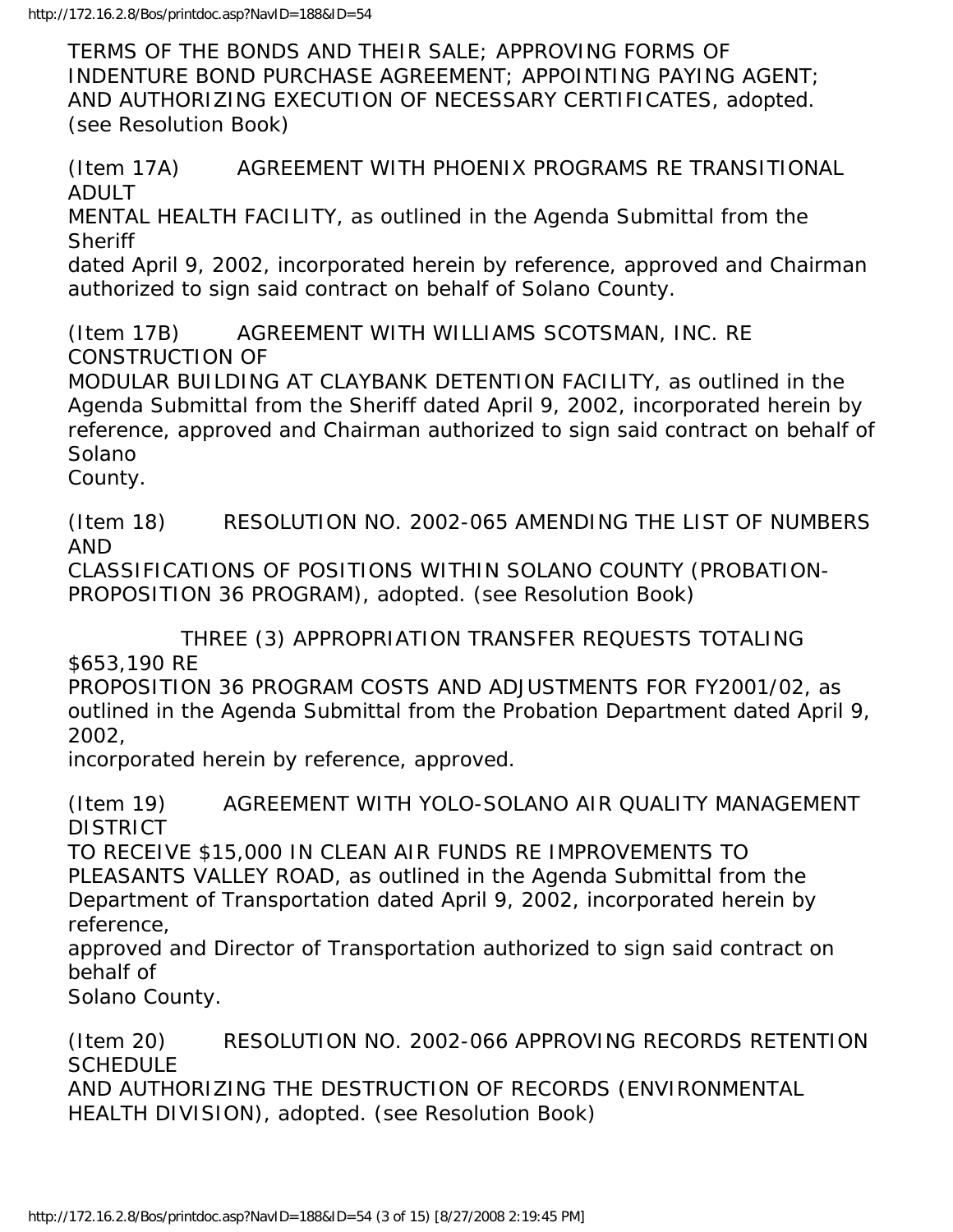TERMS OF THE BONDS AND THEIR SALE; APPROVING FORMS OF INDENTURE BOND PURCHASE AGREEMENT; APPOINTING PAYING AGENT; AND AUTHORIZING EXECUTION OF NECESSARY CERTIFICATES, adopted. (see Resolution Book)

(Item 17A) AGREEMENT WITH PHOENIX PROGRAMS RE TRANSITIONAL ADULT MENTAL HEALTH FACILITY, as outlined in the Agenda Submittal from the Sheriff dated April 9, 2002, incorporated herein by reference, approved and Chairman authorized to sign said contract on behalf of Solano County.

(Item 17B) AGREEMENT WITH WILLIAMS SCOTSMAN, INC. RE CONSTRUCTION OF MODULAR BUILDING AT CLAYBANK DETENTION FACILITY, as outlined in the Agenda Submittal from the Sheriff dated April 9, 2002, incorporated herein by reference, approved and Chairman authorized to sign said contract on behalf of Solano County.

(Item 18) RESOLUTION NO. 2002-065 AMENDING THE LIST OF NUMBERS AND CLASSIFICATIONS OF POSITIONS WITHIN SOLANO COUNTY (PROBATION-PROPOSITION 36 PROGRAM), adopted. (see Resolution Book)

THREE (3) APPROPRIATION TRANSFER REQUESTS TOTALING $653,190 RE PROPOSITION 36 PROGRAM COSTS AND ADJUSTMENTS FOR FY2001/02, as outlined in the Agenda Submittal from the Probation Department dated April 9, 2002, incorporated herein by reference, approved.

(Item 19) AGREEMENT WITH YOLO-SOLANO AIR QUALITY MANAGEMENT DISTRICT TO RECEIVE $15,000 IN CLEAN AIR FUNDS RE IMPROVEMENTS TO PLEASANTS VALLEY ROAD, as outlined in the Agenda Submittal from the Department of Transportation dated April 9, 2002, incorporated herein by reference, approved and Director of Transportation authorized to sign said contract on behalf of Solano County.

(Item 20) RESOLUTION NO. 2002-066 APPROVING RECORDS RETENTION SCHEDULE AND AUTHORIZING THE DESTRUCTION OF RECORDS (ENVIRONMENTAL HEALTH DIVISION), adopted. (see Resolution Book)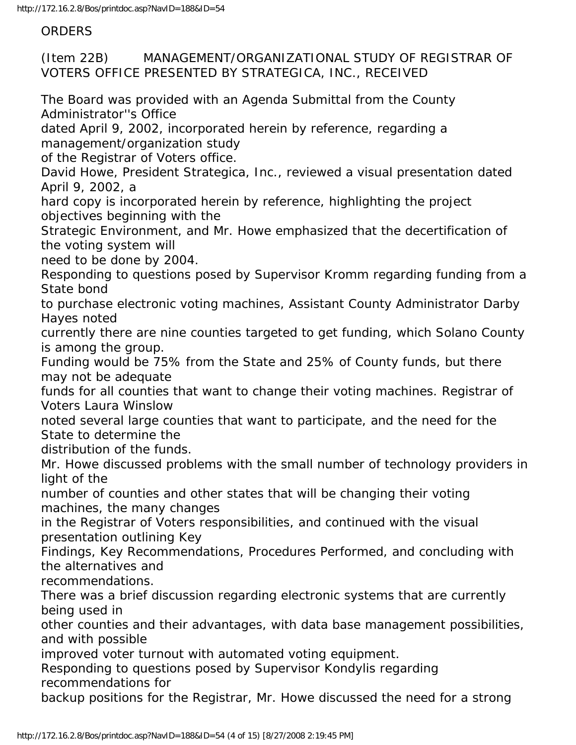ORDERS

(Item 22B) MANAGEMENT/ORGANIZATIONAL STUDY OF REGISTRAR OF VOTERS OFFICE PRESENTED BY STRATEGICA, INC., RECEIVED

The Board was provided with an Agenda Submittal from the County Administrator''s Office dated April 9, 2002, incorporated herein by reference, regarding a management/organization study of the Registrar of Voters office.

David Howe, President Strategica, Inc., reviewed a visual presentation dated April 9, 2002, a hard copy is incorporated herein by reference, highlighting the project objectives beginning with the Strategic Environment, and Mr. Howe emphasized that the decertification of the voting system will need to be done by 2004.

Responding to questions posed by Supervisor Kromm regarding funding from a State bond to purchase electronic voting machines, Assistant County Administrator Darby Hayes noted currently there are nine counties targeted to get funding, which Solano County is among the group. Funding would be 75% from the State and 25% of County funds, but there may not be adequate funds for all counties that want to change their voting machines. Registrar of Voters Laura Winslow noted several large counties that want to participate, and the need for the State to determine the distribution of the funds.

Mr. Howe discussed problems with the small number of technology providers in light of the number of counties and other states that will be changing their voting machines, the many changes in the Registrar of Voters responsibilities, and continued with the visual presentation outlining Key Findings, Key Recommendations, Procedures Performed, and concluding with the alternatives and recommendations.

There was a brief discussion regarding electronic systems that are currently being used in other counties and their advantages, with data base management possibilities, and with possible improved voter turnout with automated voting equipment.

Responding to questions posed by Supervisor Kondylis regarding recommendations for backup positions for the Registrar, Mr. Howe discussed the need for a strong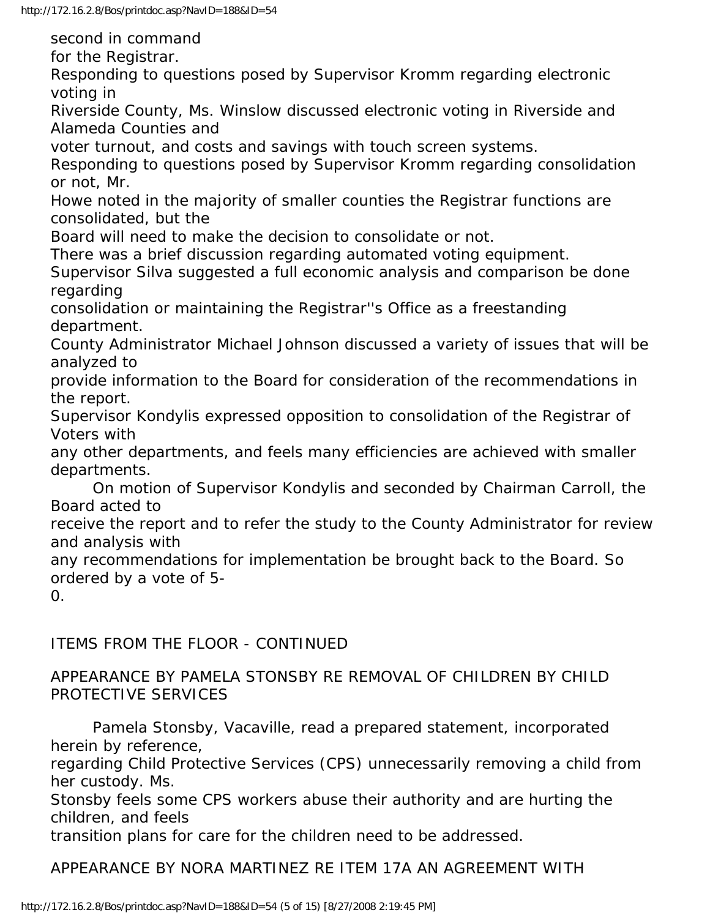second in command for the Registrar.

Responding to questions posed by Supervisor Kromm regarding electronic voting in Riverside County, Ms. Winslow discussed electronic voting in Riverside and Alameda Counties and voter turnout, and costs and savings with touch screen systems.

Responding to questions posed by Supervisor Kromm regarding consolidation or not, Mr. Howe noted in the majority of smaller counties the Registrar functions are consolidated, but the Board will need to make the decision to consolidate or not.

There was a brief discussion regarding automated voting equipment.

Supervisor Silva suggested a full economic analysis and comparison be done regarding consolidation or maintaining the Registrar''s Office as a freestanding department.

County Administrator Michael Johnson discussed a variety of issues that will be analyzed to provide information to the Board for consideration of the recommendations in the report.

Supervisor Kondylis expressed opposition to consolidation of the Registrar of Voters with any other departments, and feels many efficiencies are achieved with smaller departments.

On motion of Supervisor Kondylis and seconded by Chairman Carroll, the Board acted to receive the report and to refer the study to the County Administrator for review and analysis with any recommendations for implementation be brought back to the Board. So ordered by a vote of 5-0.

ITEMS FROM THE FLOOR - CONTINUED

APPEARANCE BY PAMELA STONSBY RE REMOVAL OF CHILDREN BY CHILD PROTECTIVE SERVICES

Pamela Stonsby, Vacaville, read a prepared statement, incorporated herein by reference, regarding Child Protective Services (CPS) unnecessarily removing a child from her custody. Ms. Stonsby feels some CPS workers abuse their authority and are hurting the children, and feels transition plans for care for the children need to be addressed.

APPEARANCE BY NORA MARTINEZ RE ITEM 17A AN AGREEMENT WITH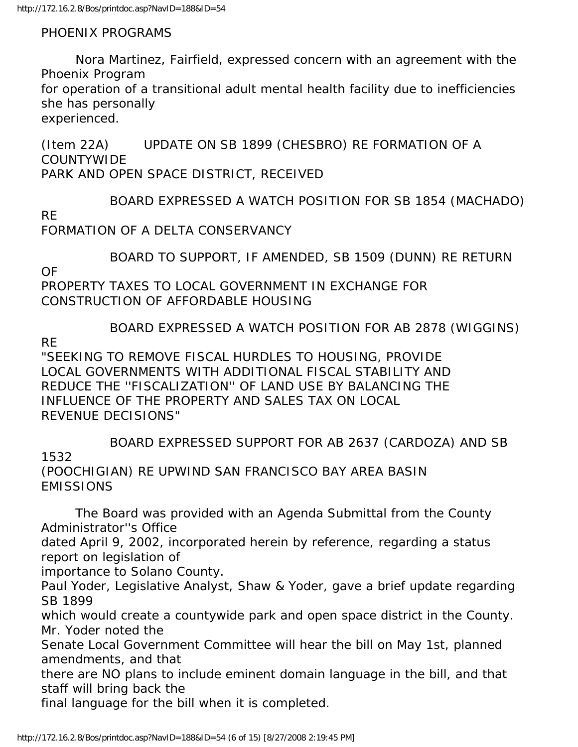PHOENIX PROGRAMS

Nora Martinez, Fairfield, expressed concern with an agreement with the Phoenix Program for operation of a transitional adult mental health facility due to inefficiencies she has personally experienced.

(Item 22A) UPDATE ON SB 1899 (CHESBRO) RE FORMATION OF A COUNTYWIDE PARK AND OPEN SPACE DISTRICT, RECEIVED

BOARD EXPRESSED A WATCH POSITION FOR SB 1854 (MACHADO) RE FORMATION OF A DELTA CONSERVANCY

BOARD TO SUPPORT, IF AMENDED, SB 1509 (DUNN) RE RETURN OF PROPERTY TAXES TO LOCAL GOVERNMENT IN EXCHANGE FOR CONSTRUCTION OF AFFORDABLE HOUSING

BOARD EXPRESSED A WATCH POSITION FOR AB 2878 (WIGGINS) RE "SEEKING TO REMOVE FISCAL HURDLES TO HOUSING, PROVIDE LOCAL GOVERNMENTS WITH ADDITIONAL FISCAL STABILITY AND REDUCE THE ''FISCALIZATION'' OF LAND USE BY BALANCING THE INFLUENCE OF THE PROPERTY AND SALES TAX ON LOCAL REVENUE DECISIONS"

BOARD EXPRESSED SUPPORT FOR AB 2637 (CARDOZA) AND SB 1532 (POOCHIGIAN) RE UPWIND SAN FRANCISCO BAY AREA BASIN EMISSIONS

The Board was provided with an Agenda Submittal from the County Administrator''s Office dated April 9, 2002, incorporated herein by reference, regarding a status report on legislation of importance to Solano County.

Paul Yoder, Legislative Analyst, Shaw & Yoder, gave a brief update regarding SB 1899 which would create a countywide park and open space district in the County. Mr. Yoder noted the Senate Local Government Committee will hear the bill on May 1st, planned amendments, and that there are NO plans to include eminent domain language in the bill, and that staff will bring back the final language for the bill when it is completed.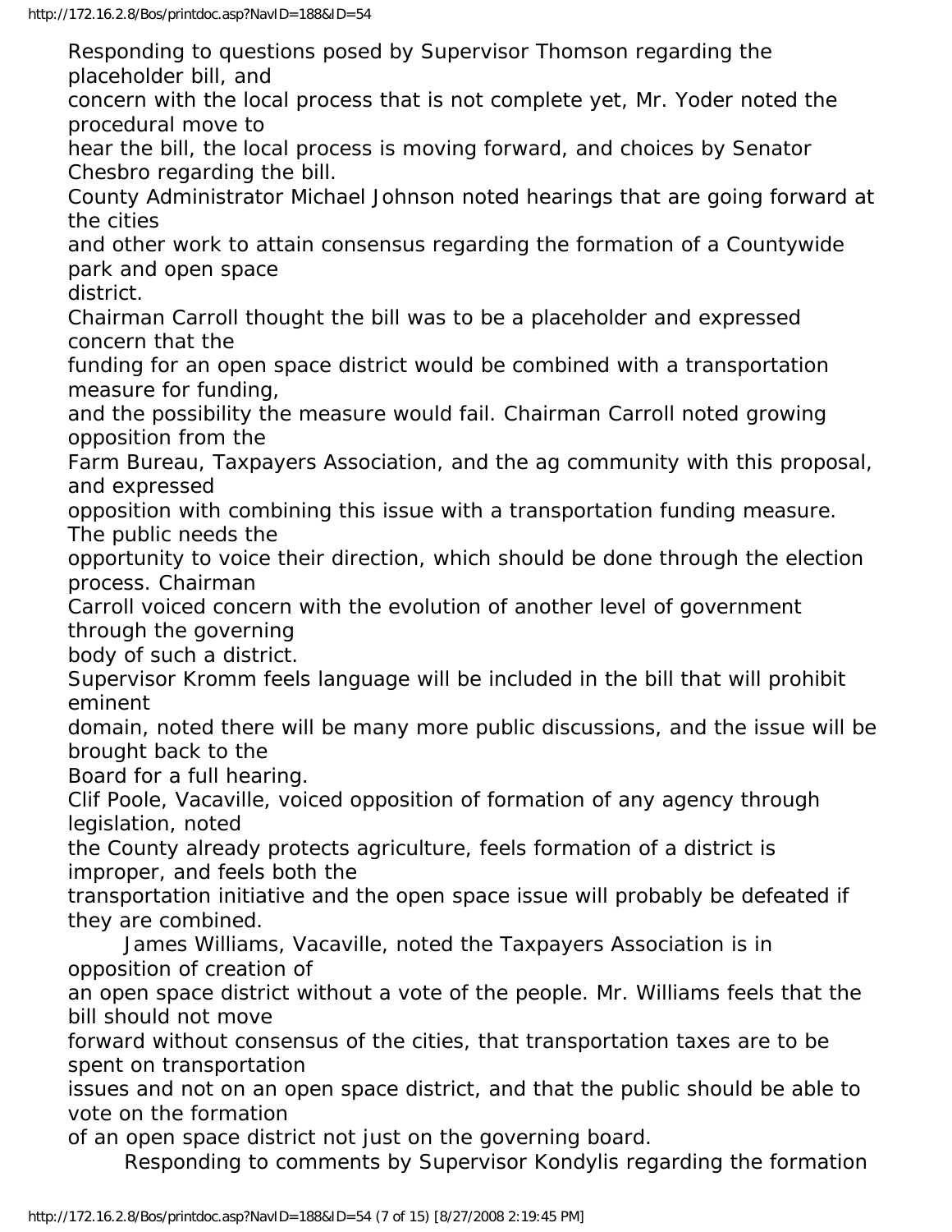Responding to questions posed by Supervisor Thomson regarding the placeholder bill, and concern with the local process that is not complete yet, Mr. Yoder noted the procedural move to hear the bill, the local process is moving forward, and choices by Senator Chesbro regarding the bill.

County Administrator Michael Johnson noted hearings that are going forward at the cities and other work to attain consensus regarding the formation of a Countywide park and open space district.

Chairman Carroll thought the bill was to be a placeholder and expressed concern that the funding for an open space district would be combined with a transportation measure for funding, and the possibility the measure would fail. Chairman Carroll noted growing opposition from the Farm Bureau, Taxpayers Association, and the ag community with this proposal, and expressed opposition with combining this issue with a transportation funding measure. The public needs the opportunity to voice their direction, which should be done through the election process. Chairman Carroll voiced concern with the evolution of another level of government through the governing body of such a district.

Supervisor Kromm feels language will be included in the bill that will prohibit eminent domain, noted there will be many more public discussions, and the issue will be brought back to the Board for a full hearing.

Clif Poole, Vacaville, voiced opposition of formation of any agency through legislation, noted the County already protects agriculture, feels formation of a district is improper, and feels both the transportation initiative and the open space issue will probably be defeated if they are combined.

James Williams, Vacaville, noted the Taxpayers Association is in opposition of creation of an open space district without a vote of the people. Mr. Williams feels that the bill should not move forward without consensus of the cities, that transportation taxes are to be spent on transportation issues and not on an open space district, and that the public should be able to vote on the formation of an open space district not just on the governing board.

Responding to comments by Supervisor Kondylis regarding the formation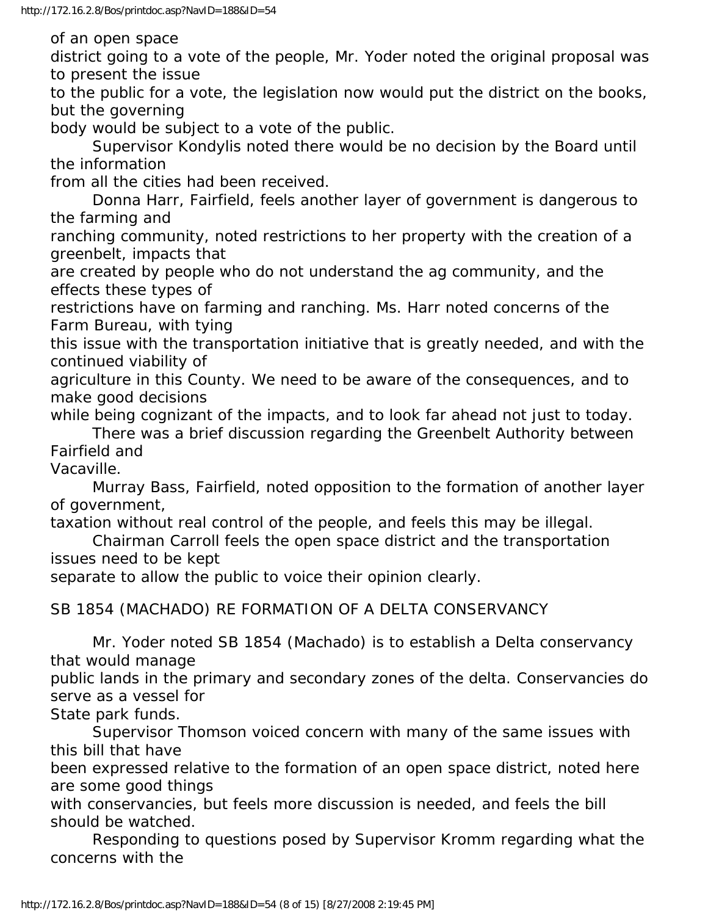of an open space district going to a vote of the people, Mr. Yoder noted the original proposal was to present the issue to the public for a vote, the legislation now would put the district on the books, but the governing body would be subject to a vote of the public.

Supervisor Kondylis noted there would be no decision by the Board until the information from all the cities had been received.

Donna Harr, Fairfield, feels another layer of government is dangerous to the farming and ranching community, noted restrictions to her property with the creation of a greenbelt, impacts that are created by people who do not understand the ag community, and the effects these types of restrictions have on farming and ranching. Ms. Harr noted concerns of the Farm Bureau, with tying this issue with the transportation initiative that is greatly needed, and with the continued viability of agriculture in this County. We need to be aware of the consequences, and to make good decisions while being cognizant of the impacts, and to look far ahead not just to today.

There was a brief discussion regarding the Greenbelt Authority between Fairfield and Vacaville.

Murray Bass, Fairfield, noted opposition to the formation of another layer of government, taxation without real control of the people, and feels this may be illegal.

Chairman Carroll feels the open space district and the transportation issues need to be kept separate to allow the public to voice their opinion clearly.

SB 1854 (MACHADO) RE FORMATION OF A DELTA CONSERVANCY

Mr. Yoder noted SB 1854 (Machado) is to establish a Delta conservancy that would manage public lands in the primary and secondary zones of the delta. Conservancies do serve as a vessel for State park funds.

Supervisor Thomson voiced concern with many of the same issues with this bill that have been expressed relative to the formation of an open space district, noted here are some good things with conservancies, but feels more discussion is needed, and feels the bill should be watched.

Responding to questions posed by Supervisor Kromm regarding what the concerns with the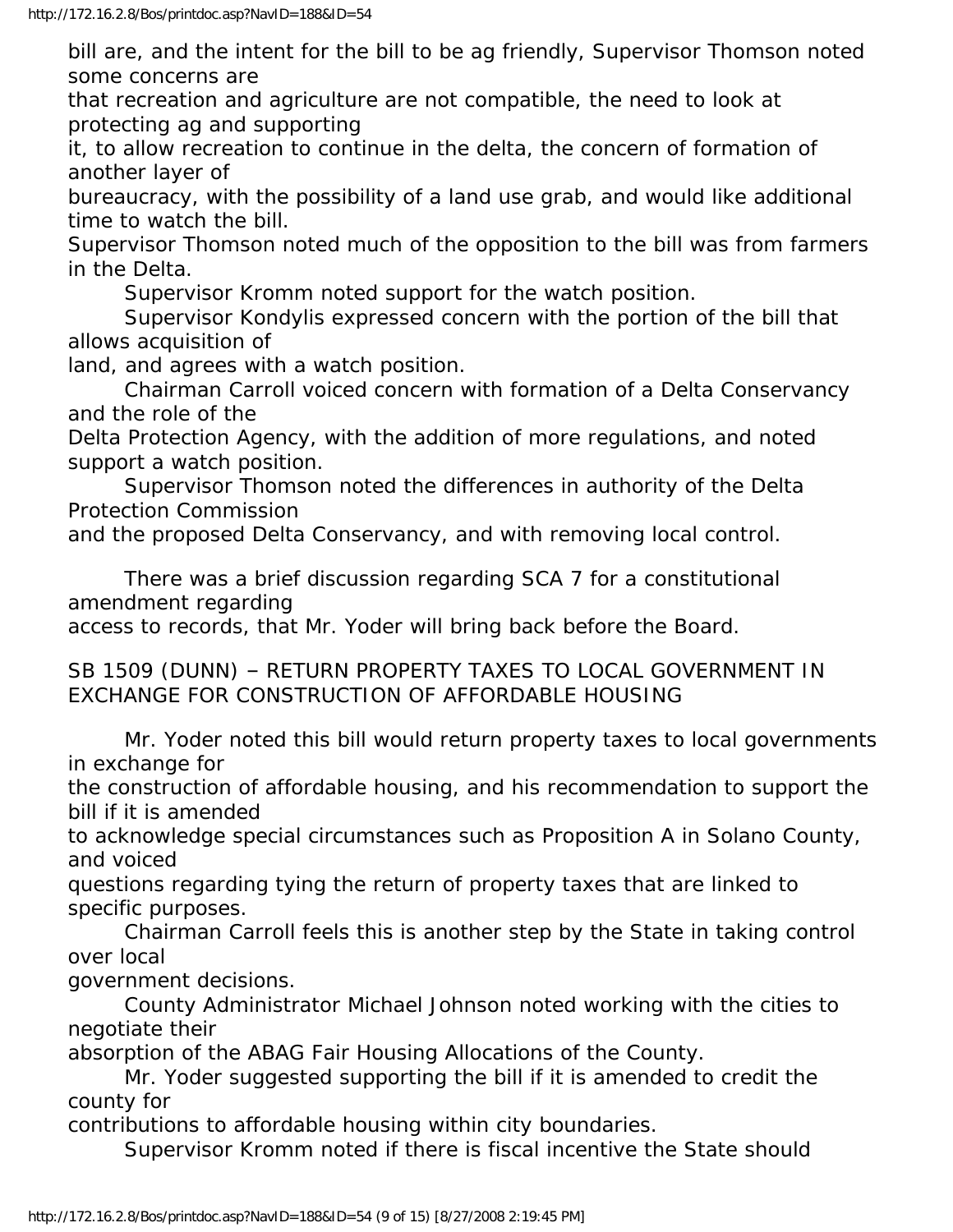bill are, and the intent for the bill to be ag friendly, Supervisor Thomson noted some concerns are that recreation and agriculture are not compatible, the need to look at protecting ag and supporting it, to allow recreation to continue in the delta, the concern of formation of another layer of bureaucracy, with the possibility of a land use grab, and would like additional time to watch the bill.

Supervisor Thomson noted much of the opposition to the bill was from farmers in the Delta.

Supervisor Kromm noted support for the watch position.

Supervisor Kondylis expressed concern with the portion of the bill that allows acquisition of land, and agrees with a watch position.

Chairman Carroll voiced concern with formation of a Delta Conservancy and the role of the Delta Protection Agency, with the addition of more regulations, and noted support a watch position.

Supervisor Thomson noted the differences in authority of the Delta Protection Commission and the proposed Delta Conservancy, and with removing local control.

There was a brief discussion regarding SCA 7 for a constitutional amendment regarding access to records, that Mr. Yoder will bring back before the Board.

SB 1509 (DUNN) – RETURN PROPERTY TAXES TO LOCAL GOVERNMENT IN EXCHANGE FOR CONSTRUCTION OF AFFORDABLE HOUSING

Mr. Yoder noted this bill would return property taxes to local governments in exchange for the construction of affordable housing, and his recommendation to support the bill if it is amended to acknowledge special circumstances such as Proposition A in Solano County, and voiced questions regarding tying the return of property taxes that are linked to specific purposes.

Chairman Carroll feels this is another step by the State in taking control over local government decisions.

County Administrator Michael Johnson noted working with the cities to negotiate their absorption of the ABAG Fair Housing Allocations of the County.

Mr. Yoder suggested supporting the bill if it is amended to credit the county for contributions to affordable housing within city boundaries.

Supervisor Kromm noted if there is fiscal incentive the State should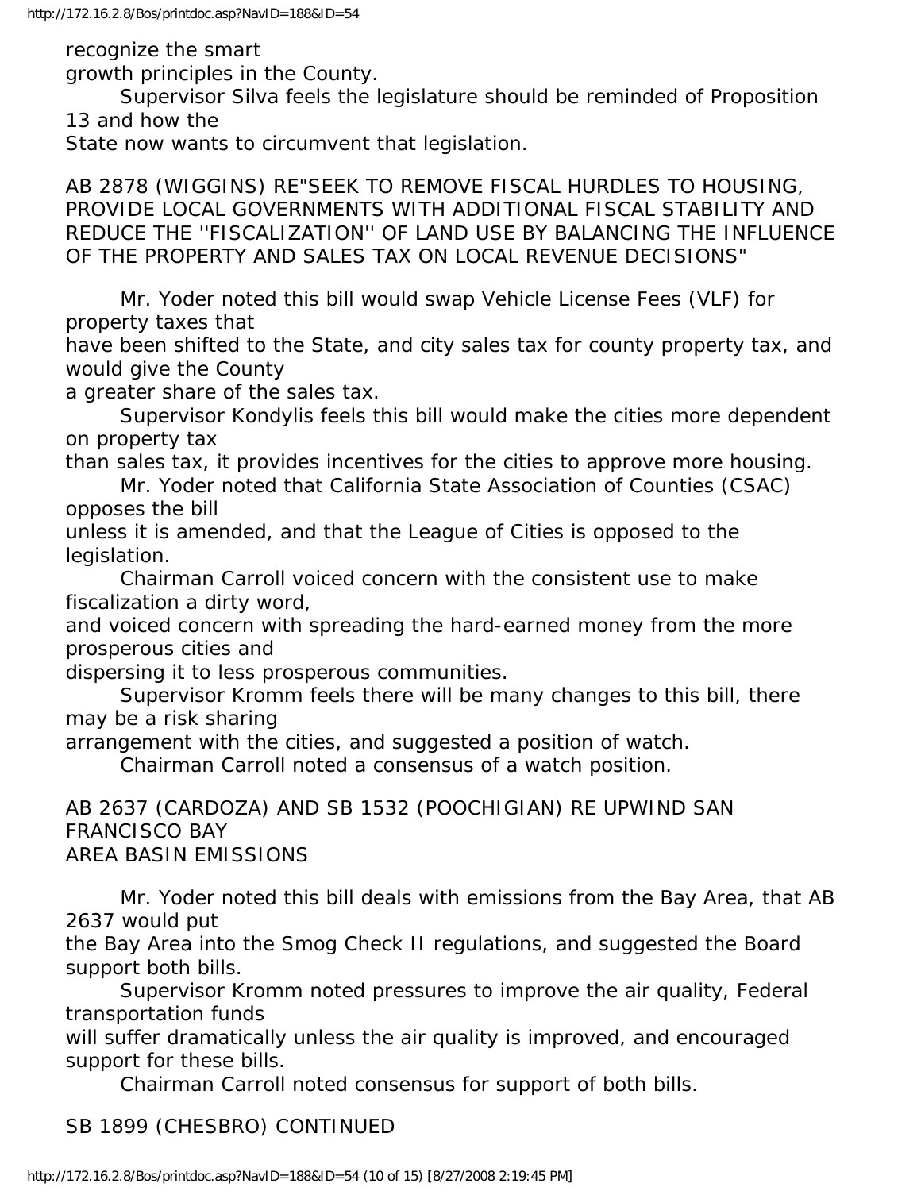recognize the smart growth principles in the County.

Supervisor Silva feels the legislature should be reminded of Proposition 13 and how the State now wants to circumvent that legislation.

AB 2878 (WIGGINS) RE"SEEK TO REMOVE FISCAL HURDLES TO HOUSING, PROVIDE LOCAL GOVERNMENTS WITH ADDITIONAL FISCAL STABILITY AND REDUCE THE ''FISCALIZATION'' OF LAND USE BY BALANCING THE INFLUENCE OF THE PROPERTY AND SALES TAX ON LOCAL REVENUE DECISIONS"

Mr. Yoder noted this bill would swap Vehicle License Fees (VLF) for property taxes that have been shifted to the State, and city sales tax for county property tax, and would give the County a greater share of the sales tax.

Supervisor Kondylis feels this bill would make the cities more dependent on property tax than sales tax, it provides incentives for the cities to approve more housing.

Mr. Yoder noted that California State Association of Counties (CSAC) opposes the bill unless it is amended, and that the League of Cities is opposed to the legislation.

Chairman Carroll voiced concern with the consistent use to make fiscalization a dirty word, and voiced concern with spreading the hard-earned money from the more prosperous cities and dispersing it to less prosperous communities.

Supervisor Kromm feels there will be many changes to this bill, there may be a risk sharing arrangement with the cities, and suggested a position of watch.

Chairman Carroll noted a consensus of a watch position.

AB 2637 (CARDOZA) AND SB 1532 (POOCHIGIAN) RE UPWIND SAN FRANCISCO BAY AREA BASIN EMISSIONS

Mr. Yoder noted this bill deals with emissions from the Bay Area, that AB 2637 would put the Bay Area into the Smog Check II regulations, and suggested the Board support both bills.

Supervisor Kromm noted pressures to improve the air quality, Federal transportation funds will suffer dramatically unless the air quality is improved, and encouraged support for these bills.

Chairman Carroll noted consensus for support of both bills.

SB 1899 (CHESBRO) CONTINUED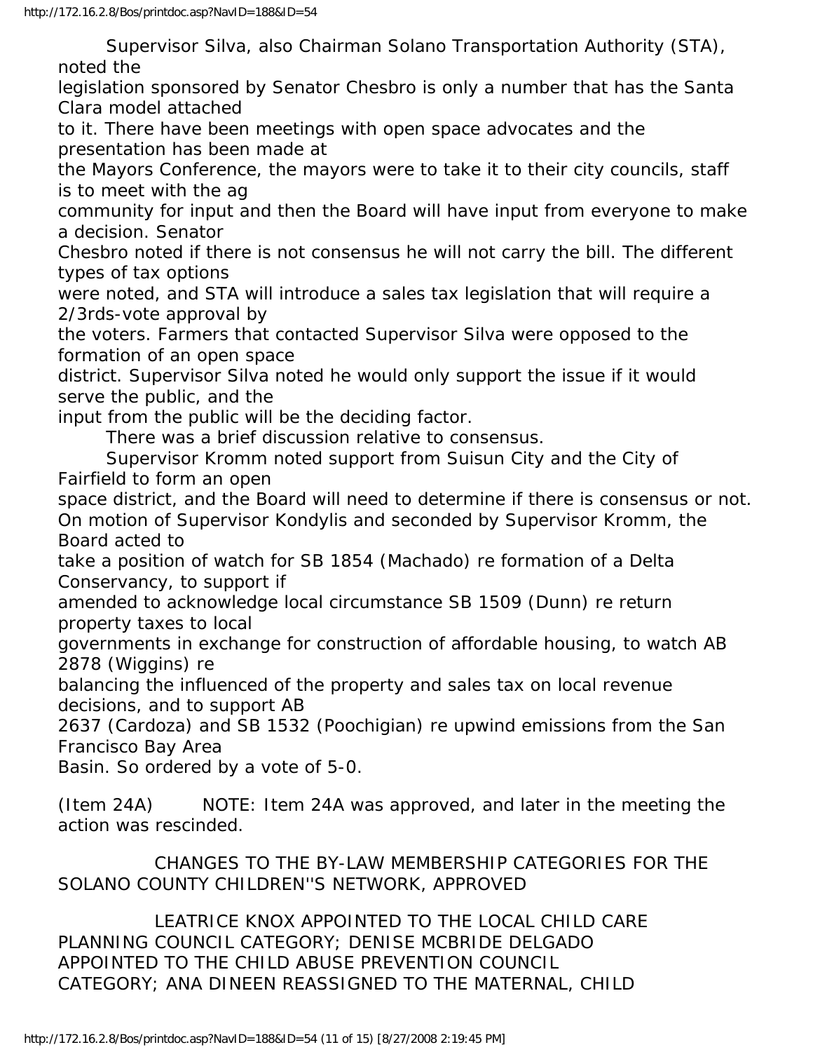Supervisor Silva, also Chairman Solano Transportation Authority (STA), noted the legislation sponsored by Senator Chesbro is only a number that has the Santa Clara model attached to it. There have been meetings with open space advocates and the presentation has been made at the Mayors Conference, the mayors were to take it to their city councils, staff is to meet with the ag community for input and then the Board will have input from everyone to make a decision. Senator Chesbro noted if there is not consensus he will not carry the bill. The different types of tax options were noted, and STA will introduce a sales tax legislation that will require a 2/3rds-vote approval by the voters. Farmers that contacted Supervisor Silva were opposed to the formation of an open space district. Supervisor Silva noted he would only support the issue if it would serve the public, and the input from the public will be the deciding factor.

There was a brief discussion relative to consensus.

Supervisor Kromm noted support from Suisun City and the City of Fairfield to form an open space district, and the Board will need to determine if there is consensus or not.

On motion of Supervisor Kondylis and seconded by Supervisor Kromm, the Board acted to take a position of watch for SB 1854 (Machado) re formation of a Delta Conservancy, to support if amended to acknowledge local circumstance SB 1509 (Dunn) re return property taxes to local governments in exchange for construction of affordable housing, to watch AB 2878 (Wiggins) re balancing the influenced of the property and sales tax on local revenue decisions, and to support AB 2637 (Cardoza) and SB 1532 (Poochigian) re upwind emissions from the San Francisco Bay Area Basin. So ordered by a vote of 5-0.

(Item 24A) NOTE: Item 24A was approved, and later in the meeting the action was rescinded.

CHANGES TO THE BY-LAW MEMBERSHIP CATEGORIES FOR THE SOLANO COUNTY CHILDREN''S NETWORK, APPROVED

LEATRICE KNOX APPOINTED TO THE LOCAL CHILD CARE PLANNING COUNCIL CATEGORY; DENISE MCBRIDE DELGADO APPOINTED TO THE CHILD ABUSE PREVENTION COUNCIL CATEGORY; ANA DINEEN REASSIGNED TO THE MATERNAL, CHILD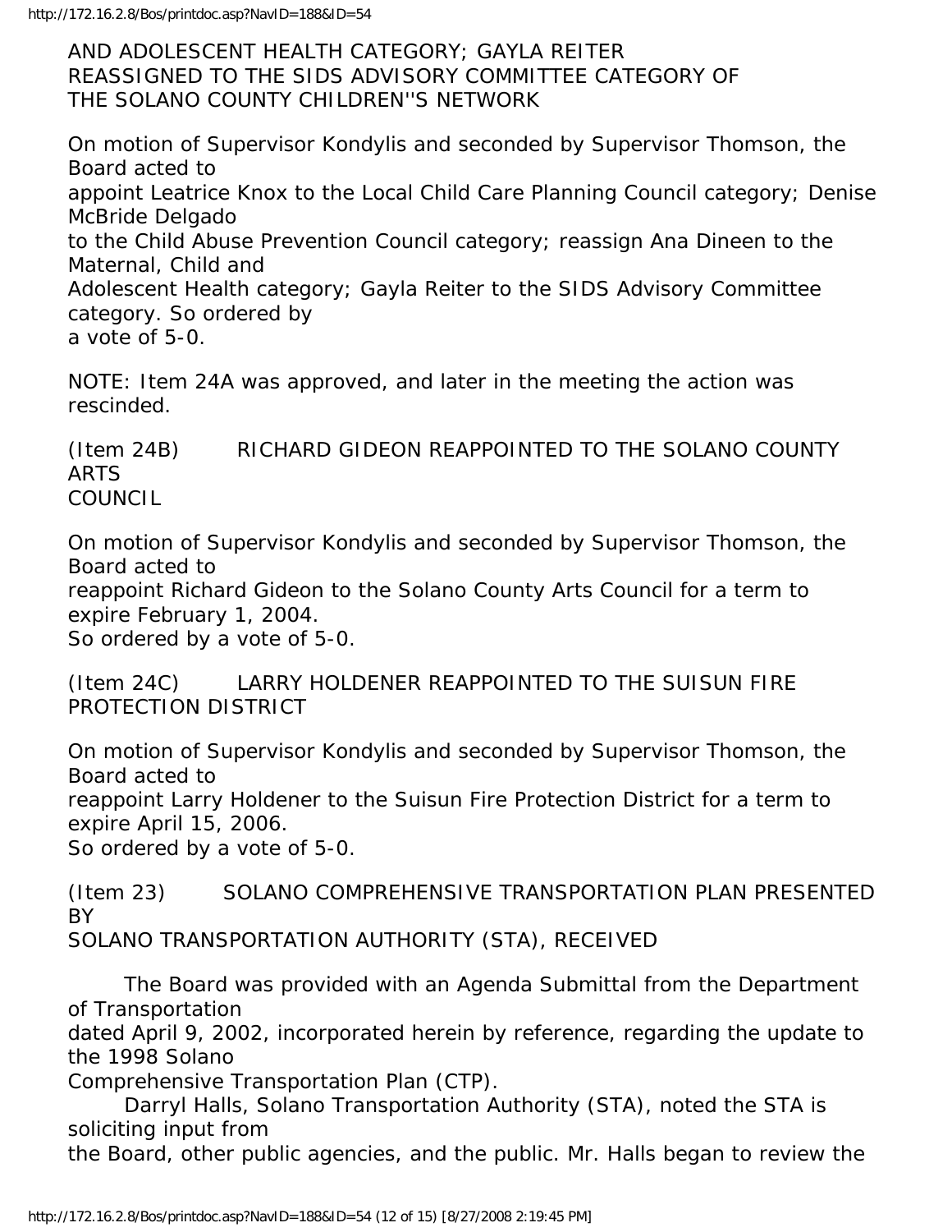AND ADOLESCENT HEALTH CATEGORY; GAYLA REITER REASSIGNED TO THE SIDS ADVISORY COMMITTEE CATEGORY OF THE SOLANO COUNTY CHILDREN''S NETWORK

On motion of Supervisor Kondylis and seconded by Supervisor Thomson, the Board acted to appoint Leatrice Knox to the Local Child Care Planning Council category; Denise McBride Delgado to the Child Abuse Prevention Council category; reassign Ana Dineen to the Maternal, Child and Adolescent Health category; Gayla Reiter to the SIDS Advisory Committee category. So ordered by a vote of 5-0.

NOTE: Item 24A was approved, and later in the meeting the action was rescinded.

(Item 24B) RICHARD GIDEON REAPPOINTED TO THE SOLANO COUNTY ARTS COUNCIL

On motion of Supervisor Kondylis and seconded by Supervisor Thomson, the Board acted to reappoint Richard Gideon to the Solano County Arts Council for a term to expire February 1, 2004. So ordered by a vote of 5-0.

(Item 24C) LARRY HOLDENER REAPPOINTED TO THE SUISUN FIRE PROTECTION DISTRICT

On motion of Supervisor Kondylis and seconded by Supervisor Thomson, the Board acted to reappoint Larry Holdener to the Suisun Fire Protection District for a term to expire April 15, 2006. So ordered by a vote of 5-0.

(Item 23) SOLANO COMPREHENSIVE TRANSPORTATION PLAN PRESENTED BY SOLANO TRANSPORTATION AUTHORITY (STA), RECEIVED

The Board was provided with an Agenda Submittal from the Department of Transportation dated April 9, 2002, incorporated herein by reference, regarding the update to the 1998 Solano Comprehensive Transportation Plan (CTP).

Darryl Halls, Solano Transportation Authority (STA), noted the STA is soliciting input from the Board, other public agencies, and the public. Mr. Halls began to review the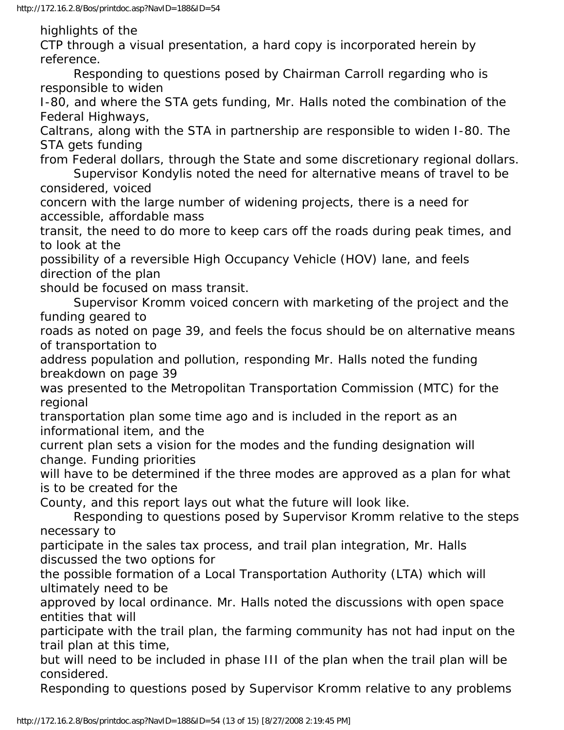highlights of the CTP through a visual presentation, a hard copy is incorporated herein by reference.

Responding to questions posed by Chairman Carroll regarding who is responsible to widen I-80, and where the STA gets funding, Mr. Halls noted the combination of the Federal Highways, Caltrans, along with the STA in partnership are responsible to widen I-80. The STA gets funding from Federal dollars, through the State and some discretionary regional dollars.

Supervisor Kondylis noted the need for alternative means of travel to be considered, voiced concern with the large number of widening projects, there is a need for accessible, affordable mass transit, the need to do more to keep cars off the roads during peak times, and to look at the possibility of a reversible High Occupancy Vehicle (HOV) lane, and feels direction of the plan should be focused on mass transit.

Supervisor Kromm voiced concern with marketing of the project and the funding geared to roads as noted on page 39, and feels the focus should be on alternative means of transportation to address population and pollution, responding Mr. Halls noted the funding breakdown on page 39 was presented to the Metropolitan Transportation Commission (MTC) for the regional transportation plan some time ago and is included in the report as an informational item, and the current plan sets a vision for the modes and the funding designation will change. Funding priorities will have to be determined if the three modes are approved as a plan for what is to be created for the County, and this report lays out what the future will look like.

Responding to questions posed by Supervisor Kromm relative to the steps necessary to participate in the sales tax process, and trail plan integration, Mr. Halls discussed the two options for the possible formation of a Local Transportation Authority (LTA) which will ultimately need to be approved by local ordinance. Mr. Halls noted the discussions with open space entities that will participate with the trail plan, the farming community has not had input on the trail plan at this time, but will need to be included in phase III of the plan when the trail plan will be considered.

Responding to questions posed by Supervisor Kromm relative to any problems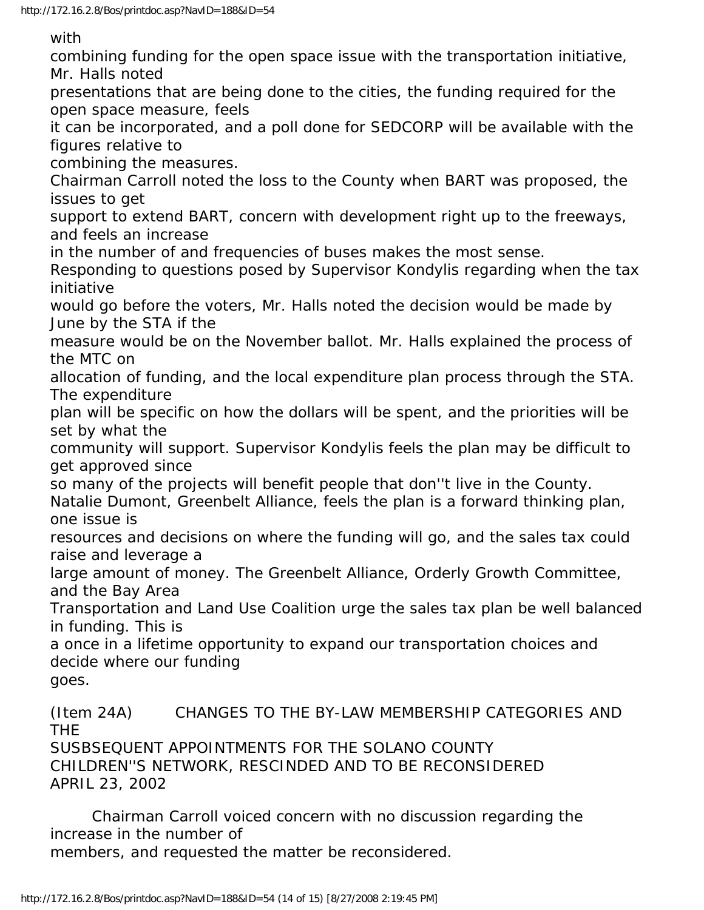with combining funding for the open space issue with the transportation initiative, Mr. Halls noted presentations that are being done to the cities, the funding required for the open space measure, feels it can be incorporated, and a poll done for SEDCORP will be available with the figures relative to combining the measures.

Chairman Carroll noted the loss to the County when BART was proposed, the issues to get support to extend BART, concern with development right up to the freeways, and feels an increase in the number of and frequencies of buses makes the most sense.

Responding to questions posed by Supervisor Kondylis regarding when the tax initiative would go before the voters, Mr. Halls noted the decision would be made by June by the STA if the measure would be on the November ballot. Mr. Halls explained the process of the MTC on allocation of funding, and the local expenditure plan process through the STA. The expenditure plan will be specific on how the dollars will be spent, and the priorities will be set by what the community will support. Supervisor Kondylis feels the plan may be difficult to get approved since so many of the projects will benefit people that don''t live in the County.

Natalie Dumont, Greenbelt Alliance, feels the plan is a forward thinking plan, one issue is resources and decisions on where the funding will go, and the sales tax could raise and leverage a large amount of money. The Greenbelt Alliance, Orderly Growth Committee, and the Bay Area Transportation and Land Use Coalition urge the sales tax plan be well balanced in funding. This is a once in a lifetime opportunity to expand our transportation choices and decide where our funding goes.

(Item 24A) CHANGES TO THE BY-LAW MEMBERSHIP CATEGORIES AND THE SUSBSEQUENT APPOINTMENTS FOR THE SOLANO COUNTY CHILDREN''S NETWORK, RESCINDED AND TO BE RECONSIDERED APRIL 23, 2002

Chairman Carroll voiced concern with no discussion regarding the increase in the number of members, and requested the matter be reconsidered.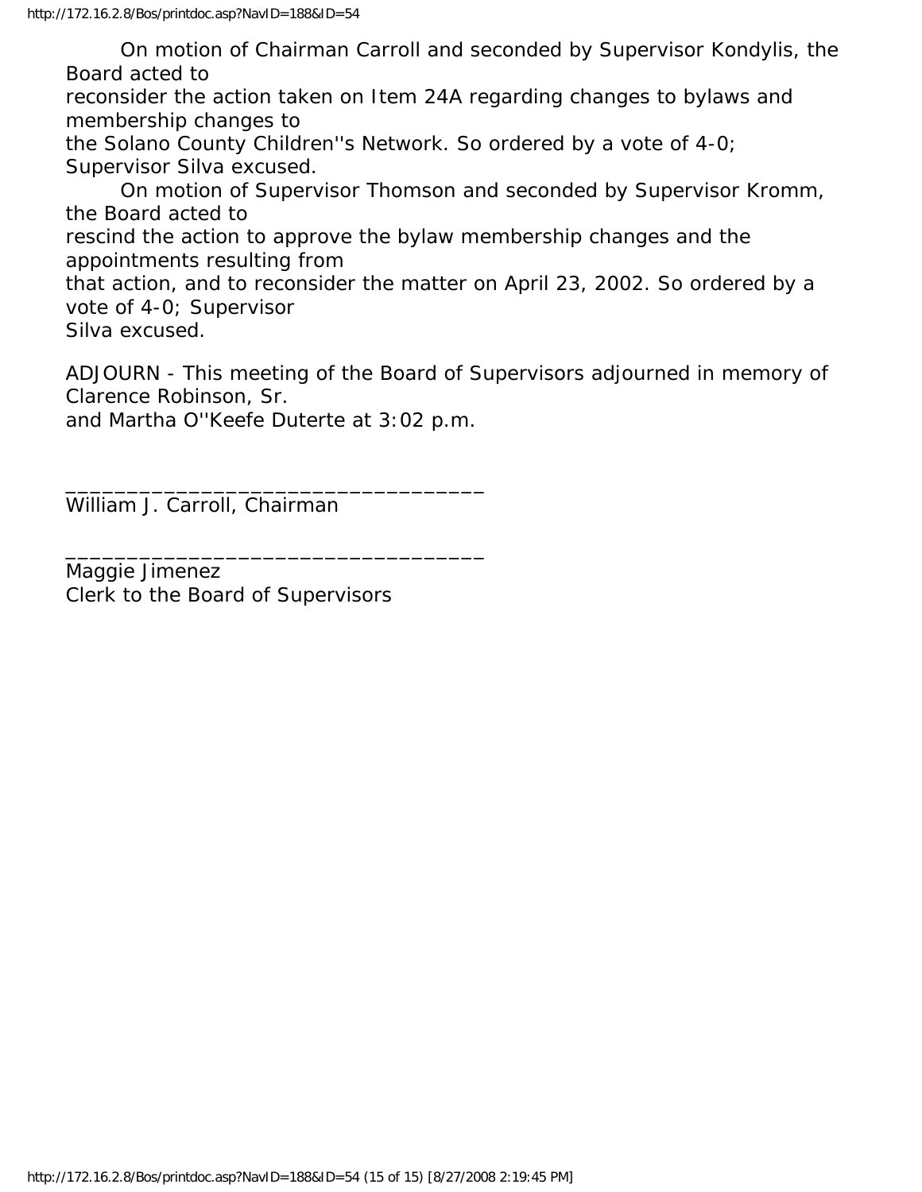On motion of Chairman Carroll and seconded by Supervisor Kondylis, the Board acted to reconsider the action taken on Item 24A regarding changes to bylaws and membership changes to the Solano County Children''s Network. So ordered by a vote of 4-0; Supervisor Silva excused.

On motion of Supervisor Thomson and seconded by Supervisor Kromm, the Board acted to rescind the action to approve the bylaw membership changes and the appointments resulting from that action, and to reconsider the matter on April 23, 2002. So ordered by a vote of 4-0; Supervisor Silva excused.

ADJOURN - This meeting of the Board of Supervisors adjourned in memory of Clarence Robinson, Sr. and Martha O''Keefe Duterte at 3:02 p.m.

__________________________________
William J. Carroll, Chairman

__________________________________
Maggie Jimenez
Clerk to the Board of Supervisors